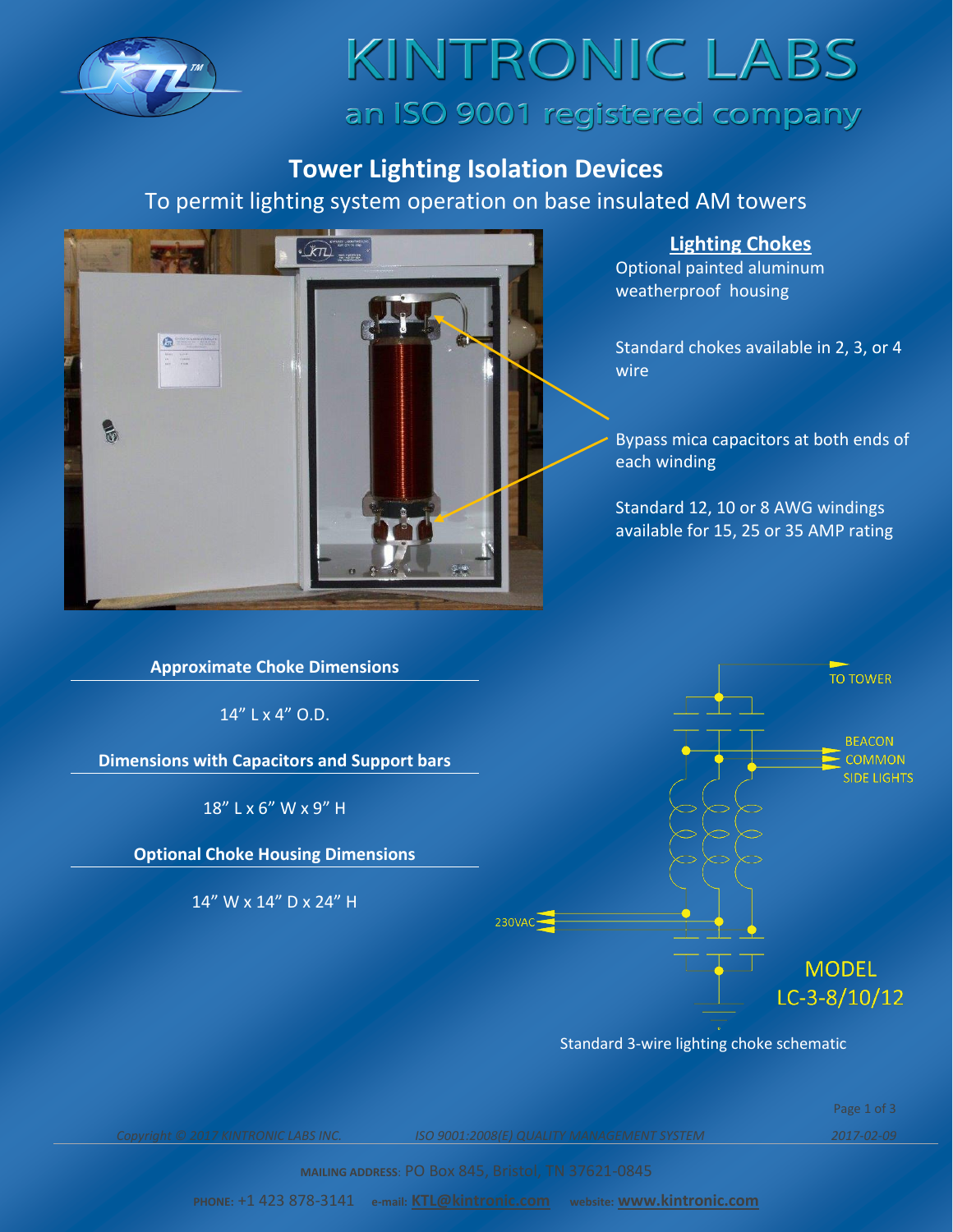# KINTRONIC LABS

an ISO 9001 registered company

## Tower Lighting Isolation Devices

To permit lighting system operation on base insulated AM towers

### Lighting Chokes

Optional painted aluminum weatherproof housing

Standard chokes available in 2, 3, or 4 wire

Bypass mica capacitors at both ends of each winding

Standard 12, 10 or 8 AWG windings available for 15, 25 or 35 AMP rating

**Approximate Choke Dimensions**

14" L x 4" O.D.

**Dimensions with Capacitors and Support bars**

18" L x 6" W x 9" H

**Optional Choke Housing Dimensions**

14" W x 14" D x 24" H

TO TOWER

BEACON

COMMON

SIDE LIGHTS

230VAC

MODEL
LC-3-8/10/12

Standard 3-wire lighting choke schematic

Copyright © 2017 KINTRONIC LABS INC. ISO 9001:2008(E) QUALITY MANAGEMENT SYSTEM 2017-02-09

MAILING ADDRESS: PO Box 845, Bristol, TN 37621-0845

PHONE: +1 423 878-3141 e-mail: KTL@kintronic.com website: www.kintronic.com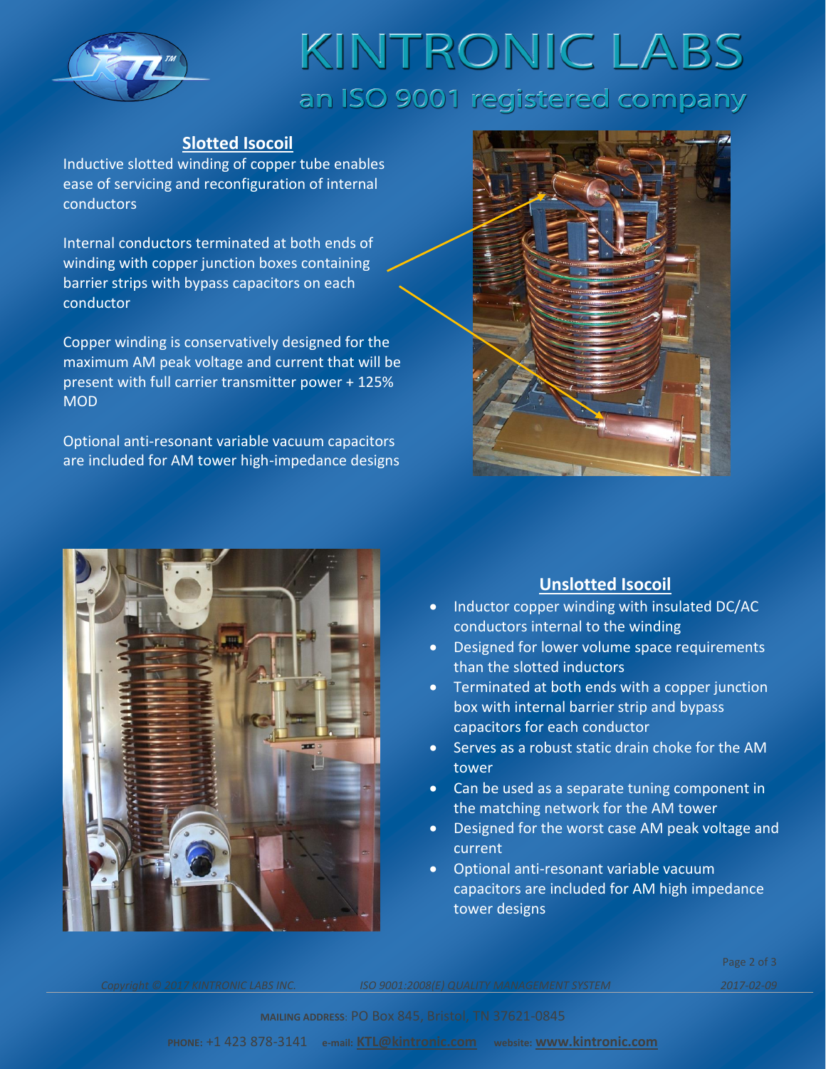## Slotted Isocoil

Inductive slotted winding of copper tube enables ease of servicing and reconfiguration of internal conductors

Internal conductors terminated at both ends of winding with copper junction boxes containing barrier strips with bypass capacitors on each conductor

Copper winding is conservatively designed for the maximum AM peak voltage and current that will be present with full carrier transmitter power + 125% MOD

Optional anti-resonant variable vacuum capacitors are included for AM tower high-impedance designs

## Unslotted Isocoil

- Inductor copper winding with insulated DC/AC conductors internal to the winding
- Designed for lower volume space requirements than the slotted inductors
- Terminated at both ends with a copper junction box with internal barrier strip and bypass capacitors for each conductor
- Serves as a robust static drain choke for the AM tower
- Can be used as a separate tuning component in the matching network for the AM tower
- Designed for the worst case AM peak voltage and current
- Optional anti-resonant variable vacuum capacitors are included for AM high impedance tower designs